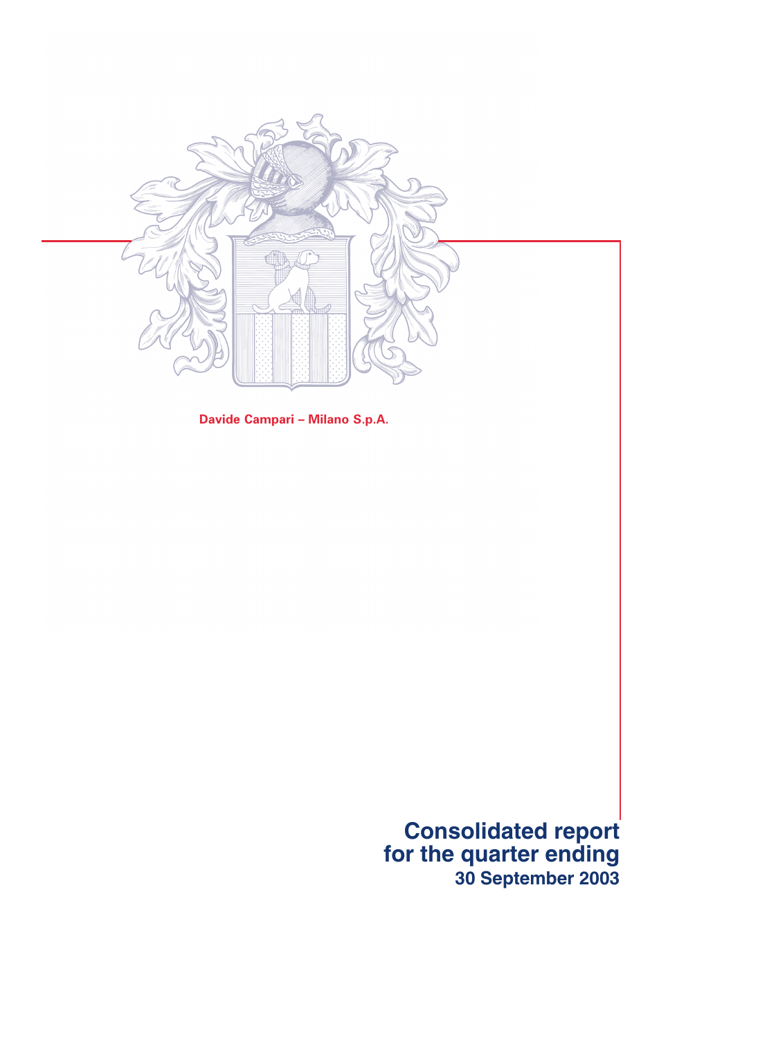Davide Campari – Milano S.p.A.

# Consolidated report for the quarter ending 30 September 2003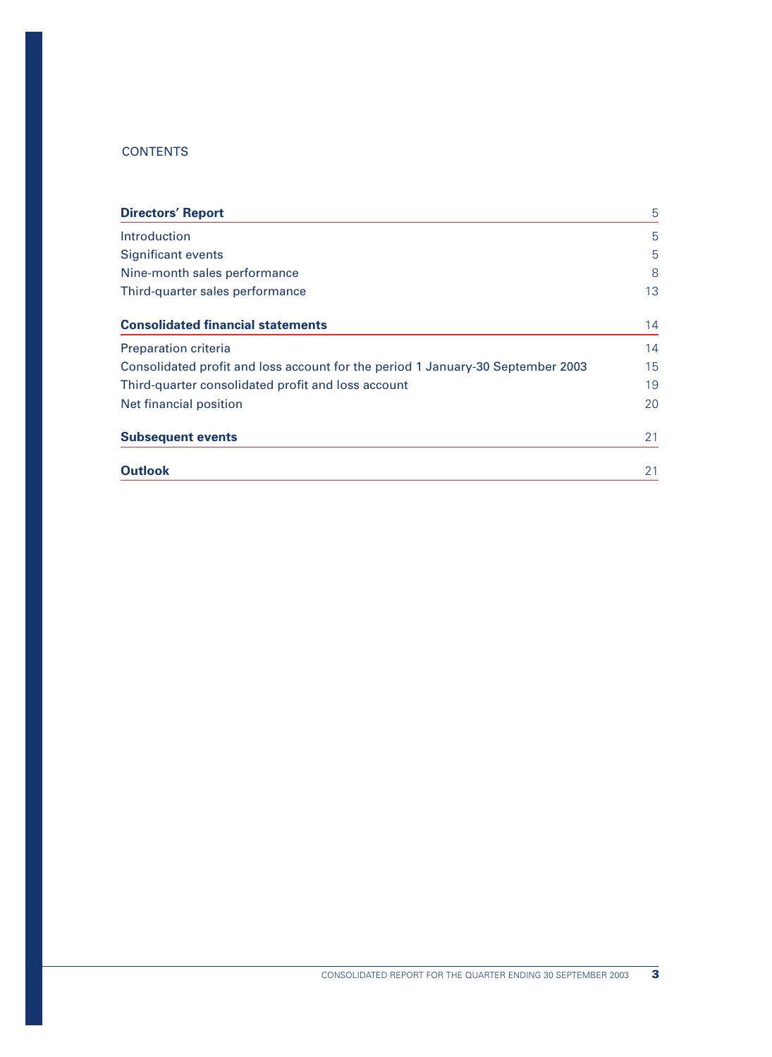# CONTENTS

| | |
|---|---|
| **Directors' Report** | 5 |
| Introduction | 5 |
| Significant events | 5 |
| Nine-month sales performance | 8 |
| Third-quarter sales performance | 13 |
| **Consolidated financial statements** | 14 |
| Preparation criteria | 14 |
| Consolidated profit and loss account for the period 1 January-30 September 2003 | 15 |
| Third-quarter consolidated profit and loss account | 19 |
| Net financial position | 20 |
| **Subsequent events** | 21 |
| **Outlook** | 21 |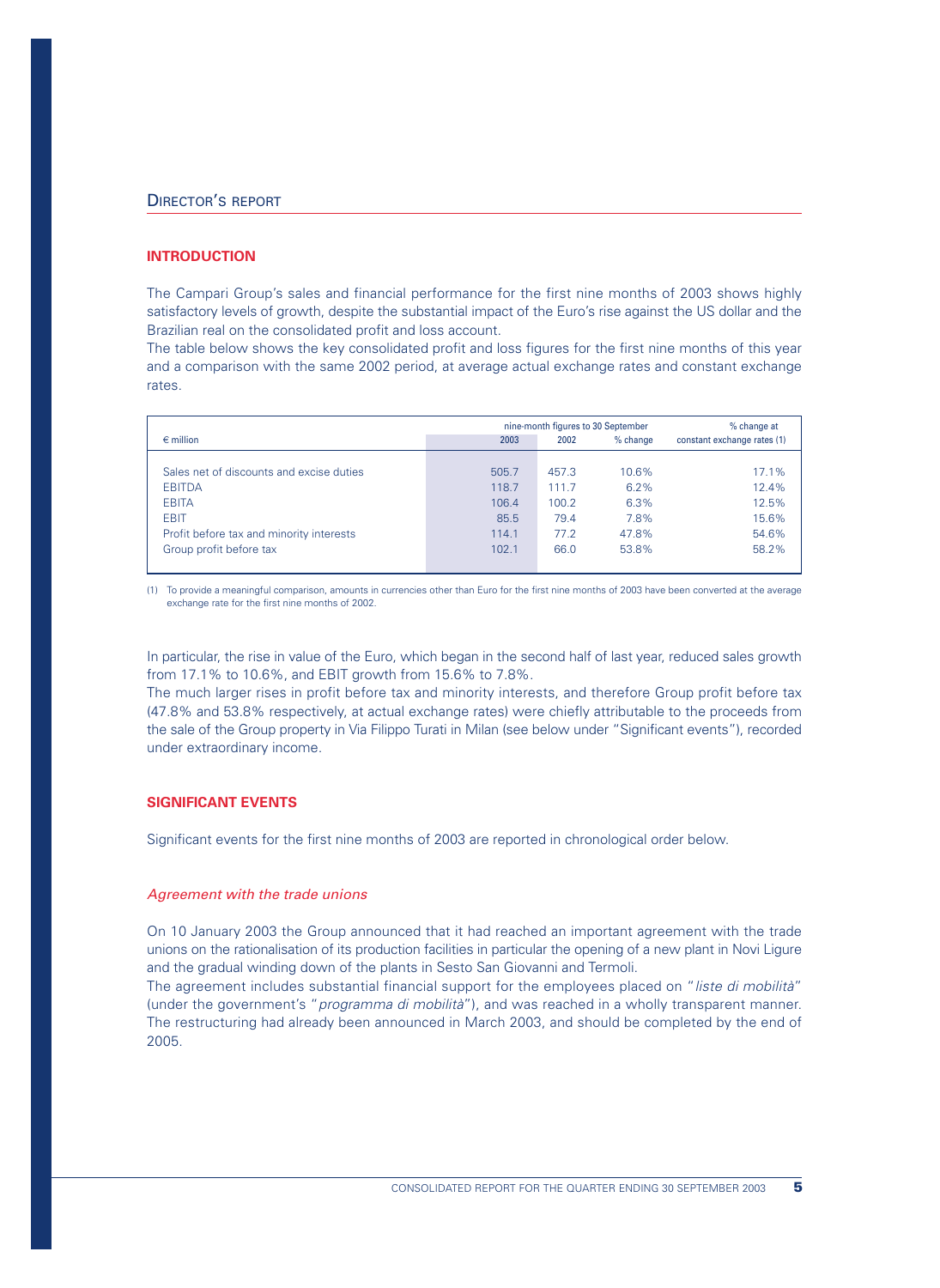## DIRECTOR'S REPORT

### INTRODUCTION

The Campari Group's sales and financial performance for the first nine months of 2003 shows highly satisfactory levels of growth, despite the substantial impact of the Euro's rise against the US dollar and the Brazilian real on the consolidated profit and loss account.

The table below shows the key consolidated profit and loss figures for the first nine months of this year and a comparison with the same 2002 period, at average actual exchange rates and constant exchange rates.

| € million | nine-month figures to 30 September | | | % change at |
|---|---|---|---|---|
| | 2003 | 2002 | % change | constant exchange rates (1) |
| Sales net of discounts and excise duties | 505.7 | 457.3 | 10.6% | 17.1% |
| EBITDA | 118.7 | 111.7 | 6.2% | 12.4% |
| EBITA | 106.4 | 100.2 | 6.3% | 12.5% |
| EBIT | 85.5 | 79.4 | 7.8% | 15.6% |
| Profit before tax and minority interests | 114.1 | 77.2 | 47.8% | 54.6% |
| Group profit before tax | 102.1 | 66.0 | 53.8% | 58.2% |

(1) To provide a meaningful comparison, amounts in currencies other than Euro for the first nine months of 2003 have been converted at the average exchange rate for the first nine months of 2002.

In particular, the rise in value of the Euro, which began in the second half of last year, reduced sales growth from 17.1% to 10.6%, and EBIT growth from 15.6% to 7.8%.

The much larger rises in profit before tax and minority interests, and therefore Group profit before tax (47.8% and 53.8% respectively, at actual exchange rates) were chiefly attributable to the proceeds from the sale of the Group property in Via Filippo Turati in Milan (see below under "Significant events"), recorded under extraordinary income.

### SIGNIFICANT EVENTS

Significant events for the first nine months of 2003 are reported in chronological order below.

*Agreement with the trade unions*

On 10 January 2003 the Group announced that it had reached an important agreement with the trade unions on the rationalisation of its production facilities in particular the opening of a new plant in Novi Ligure and the gradual winding down of the plants in Sesto San Giovanni and Termoli.

The agreement includes substantial financial support for the employees placed on "*liste di mobilità*" (under the government's "*programma di mobilità*"), and was reached in a wholly transparent manner. The restructuring had already been announced in March 2003, and should be completed by the end of 2005.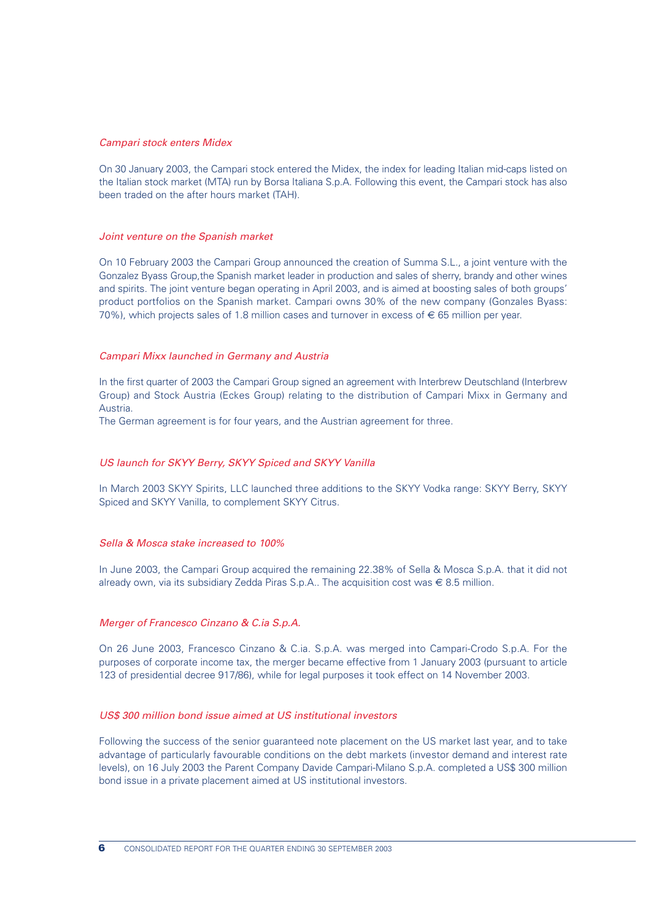*Campari stock enters Midex*

On 30 January 2003, the Campari stock entered the Midex, the index for leading Italian mid-caps listed on the Italian stock market (MTA) run by Borsa Italiana S.p.A. Following this event, the Campari stock has also been traded on the after hours market (TAH).

*Joint venture on the Spanish market*

On 10 February 2003 the Campari Group announced the creation of Summa S.L., a joint venture with the Gonzalez Byass Group,the Spanish market leader in production and sales of sherry, brandy and other wines and spirits. The joint venture began operating in April 2003, and is aimed at boosting sales of both groups' product portfolios on the Spanish market. Campari owns 30% of the new company (Gonzales Byass: 70%), which projects sales of 1.8 million cases and turnover in excess of € 65 million per year.

*Campari Mixx launched in Germany and Austria*

In the first quarter of 2003 the Campari Group signed an agreement with Interbrew Deutschland (Interbrew Group) and Stock Austria (Eckes Group) relating to the distribution of Campari Mixx in Germany and Austria.
The German agreement is for four years, and the Austrian agreement for three.

*US launch for SKYY Berry, SKYY Spiced and SKYY Vanilla*

In March 2003 SKYY Spirits, LLC launched three additions to the SKYY Vodka range: SKYY Berry, SKYY Spiced and SKYY Vanilla, to complement SKYY Citrus.

*Sella & Mosca stake increased to 100%*

In June 2003, the Campari Group acquired the remaining 22.38% of Sella & Mosca S.p.A. that it did not already own, via its subsidiary Zedda Piras S.p.A.. The acquisition cost was € 8.5 million.

*Merger of Francesco Cinzano & C.ia S.p.A.*

On 26 June 2003, Francesco Cinzano & C.ia. S.p.A. was merged into Campari-Crodo S.p.A. For the purposes of corporate income tax, the merger became effective from 1 January 2003 (pursuant to article 123 of presidential decree 917/86), while for legal purposes it took effect on 14 November 2003.

*US$ 300 million bond issue aimed at US institutional investors*

Following the success of the senior guaranteed note placement on the US market last year, and to take advantage of particularly favourable conditions on the debt markets (investor demand and interest rate levels), on 16 July 2003 the Parent Company Davide Campari-Milano S.p.A. completed a US$ 300 million bond issue in a private placement aimed at US institutional investors.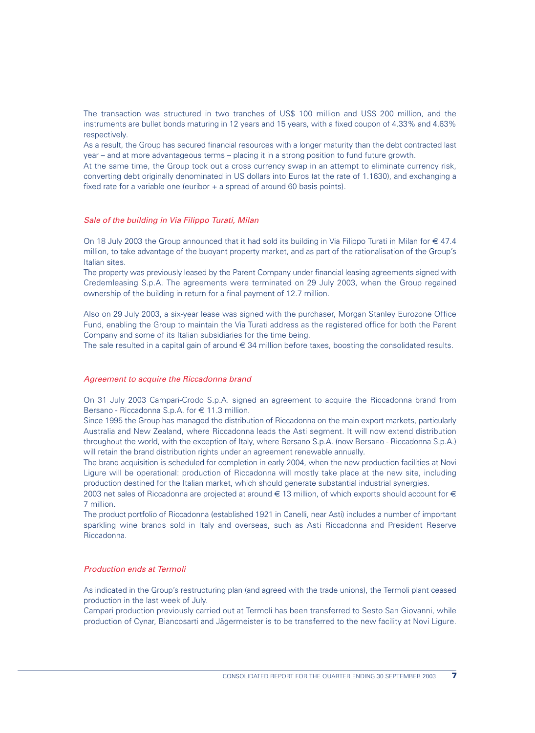The transaction was structured in two tranches of US$ 100 million and US$ 200 million, and the instruments are bullet bonds maturing in 12 years and 15 years, with a fixed coupon of 4.33% and 4.63% respectively.

As a result, the Group has secured financial resources with a longer maturity than the debt contracted last year – and at more advantageous terms – placing it in a strong position to fund future growth.

At the same time, the Group took out a cross currency swap in an attempt to eliminate currency risk, converting debt originally denominated in US dollars into Euros (at the rate of 1.1630), and exchanging a fixed rate for a variable one (euribor + a spread of around 60 basis points).

### *Sale of the building in Via Filippo Turati, Milan*

On 18 July 2003 the Group announced that it had sold its building in Via Filippo Turati in Milan for € 47.4 million, to take advantage of the buoyant property market, and as part of the rationalisation of the Group's Italian sites.

The property was previously leased by the Parent Company under financial leasing agreements signed with Credemleasing S.p.A. The agreements were terminated on 29 July 2003, when the Group regained ownership of the building in return for a final payment of 12.7 million.

Also on 29 July 2003, a six-year lease was signed with the purchaser, Morgan Stanley Eurozone Office Fund, enabling the Group to maintain the Via Turati address as the registered office for both the Parent Company and some of its Italian subsidiaries for the time being.

The sale resulted in a capital gain of around € 34 million before taxes, boosting the consolidated results.

### *Agreement to acquire the Riccadonna brand*

On 31 July 2003 Campari-Crodo S.p.A. signed an agreement to acquire the Riccadonna brand from Bersano - Riccadonna S.p.A. for € 11.3 million.

Since 1995 the Group has managed the distribution of Riccadonna on the main export markets, particularly Australia and New Zealand, where Riccadonna leads the Asti segment. It will now extend distribution throughout the world, with the exception of Italy, where Bersano S.p.A. (now Bersano - Riccadonna S.p.A.) will retain the brand distribution rights under an agreement renewable annually.

The brand acquisition is scheduled for completion in early 2004, when the new production facilities at Novi Ligure will be operational: production of Riccadonna will mostly take place at the new site, including production destined for the Italian market, which should generate substantial industrial synergies.

2003 net sales of Riccadonna are projected at around € 13 million, of which exports should account for € 7 million.

The product portfolio of Riccadonna (established 1921 in Canelli, near Asti) includes a number of important sparkling wine brands sold in Italy and overseas, such as Asti Riccadonna and President Reserve Riccadonna.

### *Production ends at Termoli*

As indicated in the Group's restructuring plan (and agreed with the trade unions), the Termoli plant ceased production in the last week of July.

Campari production previously carried out at Termoli has been transferred to Sesto San Giovanni, while production of Cynar, Biancosarti and Jägermeister is to be transferred to the new facility at Novi Ligure.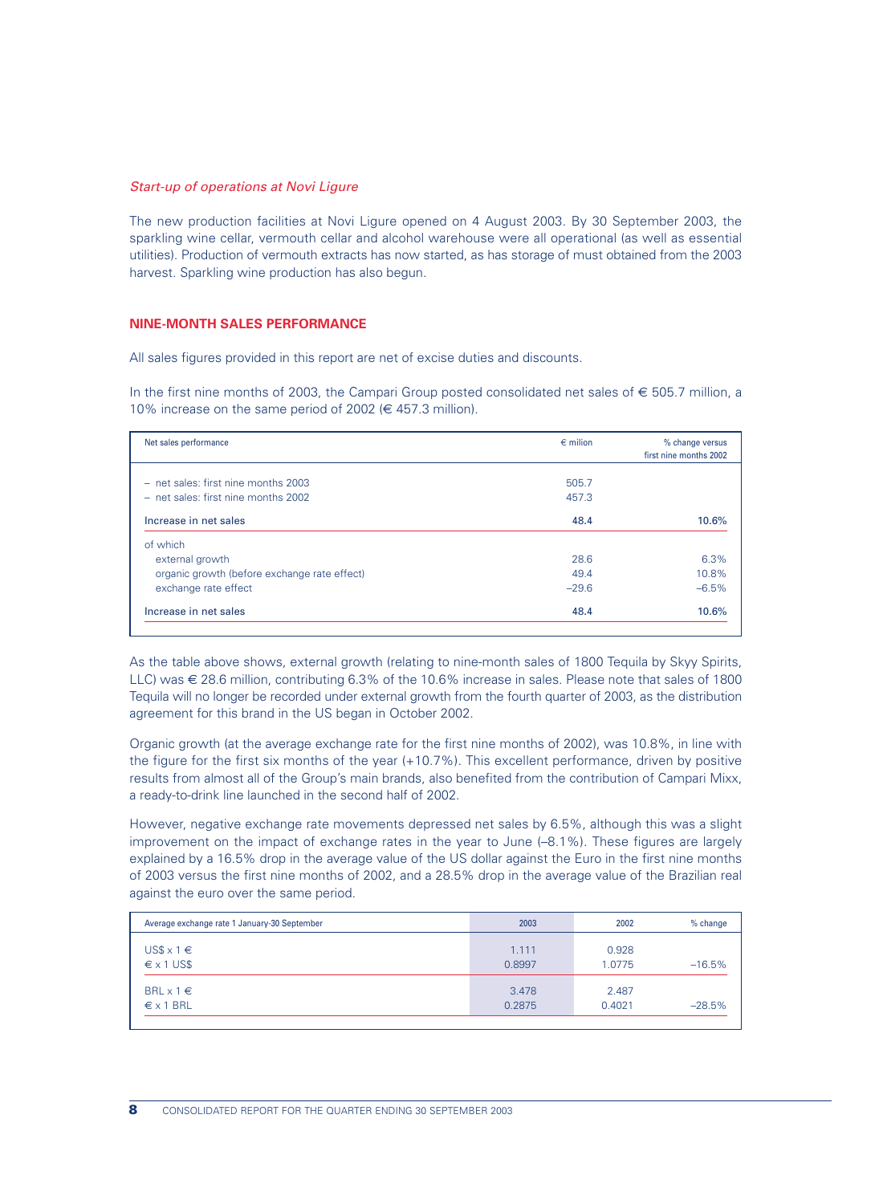*Start-up of operations at Novi Ligure*

The new production facilities at Novi Ligure opened on 4 August 2003. By 30 September 2003, the sparkling wine cellar, vermouth cellar and alcohol warehouse were all operational (as well as essential utilities). Production of vermouth extracts has now started, as has storage of must obtained from the 2003 harvest. Sparkling wine production has also begun.

## NINE-MONTH SALES PERFORMANCE

All sales figures provided in this report are net of excise duties and discounts.

In the first nine months of 2003, the Campari Group posted consolidated net sales of € 505.7 million, a 10% increase on the same period of 2002 (€ 457.3 million).

| Net sales performance | € milion | % change versus first nine months 2002 |
|---|---|---|
| – net sales: first nine months 2003 | 505.7 | |
| – net sales: first nine months 2002 | 457.3 | |
| **Increase in net sales** | **48.4** | **10.6%** |
| of which | | |
| external growth | 28.6 | 6.3% |
| organic growth (before exchange rate effect) | 49.4 | 10.8% |
| exchange rate effect | –29.6 | –6.5% |
| **Increase in net sales** | **48.4** | **10.6%** |

As the table above shows, external growth (relating to nine-month sales of 1800 Tequila by Skyy Spirits, LLC) was € 28.6 million, contributing 6.3% of the 10.6% increase in sales. Please note that sales of 1800 Tequila will no longer be recorded under external growth from the fourth quarter of 2003, as the distribution agreement for this brand in the US began in October 2002.

Organic growth (at the average exchange rate for the first nine months of 2002), was 10.8%, in line with the figure for the first six months of the year (+10.7%). This excellent performance, driven by positive results from almost all of the Group's main brands, also benefited from the contribution of Campari Mixx, a ready-to-drink line launched in the second half of 2002.

However, negative exchange rate movements depressed net sales by 6.5%, although this was a slight improvement on the impact of exchange rates in the year to June (–8.1%). These figures are largely explained by a 16.5% drop in the average value of the US dollar against the Euro in the first nine months of 2003 versus the first nine months of 2002, and a 28.5% drop in the average value of the Brazilian real against the euro over the same period.

| Average exchange rate 1 January-30 September | 2003 | 2002 | % change |
|---|---|---|---|
| US$ x 1 € | 1.111 | 0.928 | |
| € x 1 US$ | 0.8997 | 1.0775 | –16.5% |
| BRL x 1 € | 3.478 | 2.487 | |
| € x 1 BRL | 0.2875 | 0.4021 | –28.5% |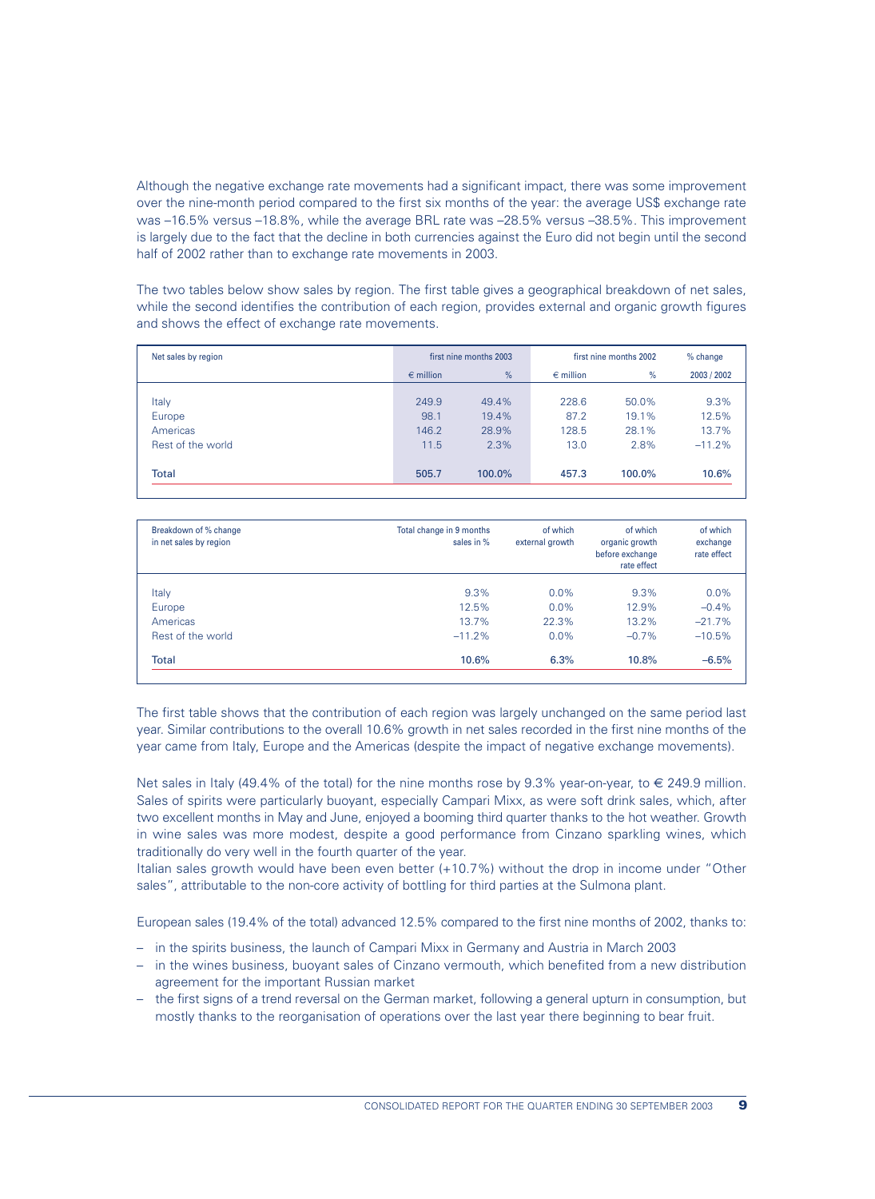Although the negative exchange rate movements had a significant impact, there was some improvement over the nine-month period compared to the first six months of the year: the average US$ exchange rate was –16.5% versus –18.8%, while the average BRL rate was –28.5% versus –38.5%. This improvement is largely due to the fact that the decline in both currencies against the Euro did not begin until the second half of 2002 rather than to exchange rate movements in 2003.

The two tables below show sales by region. The first table gives a geographical breakdown of net sales, while the second identifies the contribution of each region, provides external and organic growth figures and shows the effect of exchange rate movements.

| Net sales by region | first nine months 2003 | | first nine months 2002 | | % change |
|---|---|---|---|---|---|
| | € million | % | € million | % | 2003 / 2002 |
| Italy | 249.9 | 49.4% | 228.6 | 50.0% | 9.3% |
| Europe | 98.1 | 19.4% | 87.2 | 19.1% | 12.5% |
| Americas | 146.2 | 28.9% | 128.5 | 28.1% | 13.7% |
| Rest of the world | 11.5 | 2.3% | 13.0 | 2.8% | –11.2% |
| **Total** | **505.7** | **100.0%** | **457.3** | **100.0%** | **10.6%** |

| Breakdown of % change in net sales by region | Total change in 9 months sales in % | of which external growth | of which organic growth before exchange rate effect | of which exchange rate effect |
|---|---|---|---|---|
| Italy | 9.3% | 0.0% | 9.3% | 0.0% |
| Europe | 12.5% | 0.0% | 12.9% | –0.4% |
| Americas | 13.7% | 22.3% | 13.2% | –21.7% |
| Rest of the world | –11.2% | 0.0% | –0.7% | –10.5% |
| **Total** | **10.6%** | **6.3%** | **10.8%** | **–6.5%** |

The first table shows that the contribution of each region was largely unchanged on the same period last year. Similar contributions to the overall 10.6% growth in net sales recorded in the first nine months of the year came from Italy, Europe and the Americas (despite the impact of negative exchange movements).

Net sales in Italy (49.4% of the total) for the nine months rose by 9.3% year-on-year, to € 249.9 million. Sales of spirits were particularly buoyant, especially Campari Mixx, as were soft drink sales, which, after two excellent months in May and June, enjoyed a booming third quarter thanks to the hot weather. Growth in wine sales was more modest, despite a good performance from Cinzano sparkling wines, which traditionally do very well in the fourth quarter of the year.
Italian sales growth would have been even better (+10.7%) without the drop in income under "Other sales", attributable to the non-core activity of bottling for third parties at the Sulmona plant.

European sales (19.4% of the total) advanced 12.5% compared to the first nine months of 2002, thanks to:

- in the spirits business, the launch of Campari Mixx in Germany and Austria in March 2003
- in the wines business, buoyant sales of Cinzano vermouth, which benefited from a new distribution agreement for the important Russian market
- the first signs of a trend reversal on the German market, following a general upturn in consumption, but mostly thanks to the reorganisation of operations over the last year there beginning to bear fruit.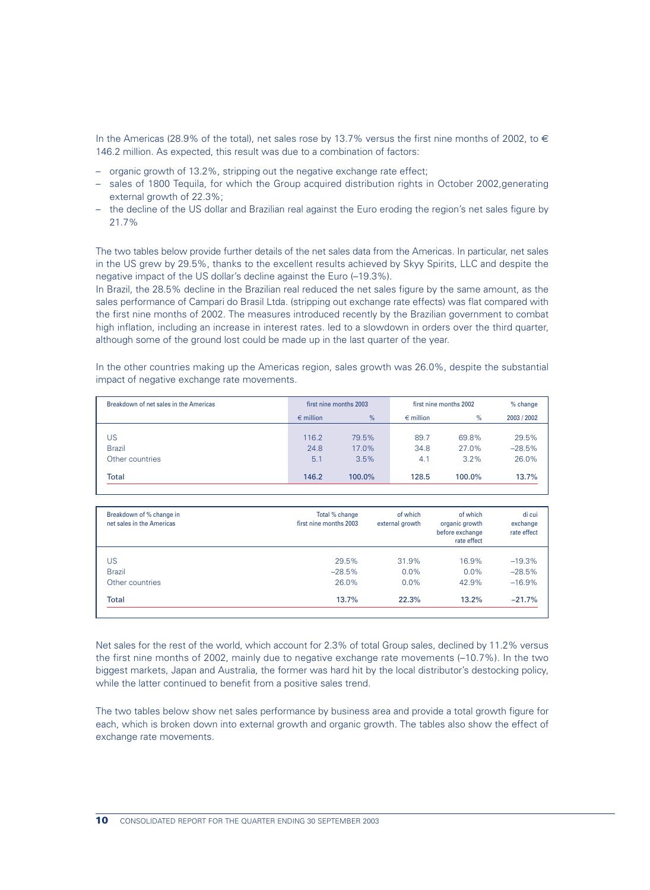In the Americas (28.9% of the total), net sales rose by 13.7% versus the first nine months of 2002, to € 146.2 million. As expected, this result was due to a combination of factors:

- organic growth of 13.2%, stripping out the negative exchange rate effect;
- sales of 1800 Tequila, for which the Group acquired distribution rights in October 2002,generating external growth of 22.3%;
- the decline of the US dollar and Brazilian real against the Euro eroding the region's net sales figure by 21.7%

The two tables below provide further details of the net sales data from the Americas. In particular, net sales in the US grew by 29.5%, thanks to the excellent results achieved by Skyy Spirits, LLC and despite the negative impact of the US dollar's decline against the Euro (–19.3%).

In Brazil, the 28.5% decline in the Brazilian real reduced the net sales figure by the same amount, as the sales performance of Campari do Brasil Ltda. (stripping out exchange rate effects) was flat compared with the first nine months of 2002. The measures introduced recently by the Brazilian government to combat high inflation, including an increase in interest rates. led to a slowdown in orders over the third quarter, although some of the ground lost could be made up in the last quarter of the year.

In the other countries making up the Americas region, sales growth was 26.0%, despite the substantial impact of negative exchange rate movements.

| Breakdown of net sales in the Americas | first nine months 2003 | | first nine months 2002 | | % change |
|---|---|---|---|---|---|
| | € million | % | € million | % | 2003 / 2002 |
| US | 116.2 | 79.5% | 89.7 | 69.8% | 29.5% |
| Brazil | 24.8 | 17.0% | 34.8 | 27.0% | –28.5% |
| Other countries | 5.1 | 3.5% | 4.1 | 3.2% | 26.0% |
| **Total** | **146.2** | **100.0%** | **128.5** | **100.0%** | **13.7%** |

| Breakdown of % change in net sales in the Americas | Total % change first nine months 2003 | of which external growth | of which organic growth before exchange rate effect | di cui exchange rate effect |
|---|---|---|---|---|
| US | 29.5% | 31.9% | 16.9% | –19.3% |
| Brazil | –28.5% | 0.0% | 0.0% | –28.5% |
| Other countries | 26.0% | 0.0% | 42.9% | –16.9% |
| **Total** | **13.7%** | **22.3%** | **13.2%** | **–21.7%** |

Net sales for the rest of the world, which account for 2.3% of total Group sales, declined by 11.2% versus the first nine months of 2002, mainly due to negative exchange rate movements (–10.7%). In the two biggest markets, Japan and Australia, the former was hard hit by the local distributor's destocking policy, while the latter continued to benefit from a positive sales trend.

The two tables below show net sales performance by business area and provide a total growth figure for each, which is broken down into external growth and organic growth. The tables also show the effect of exchange rate movements.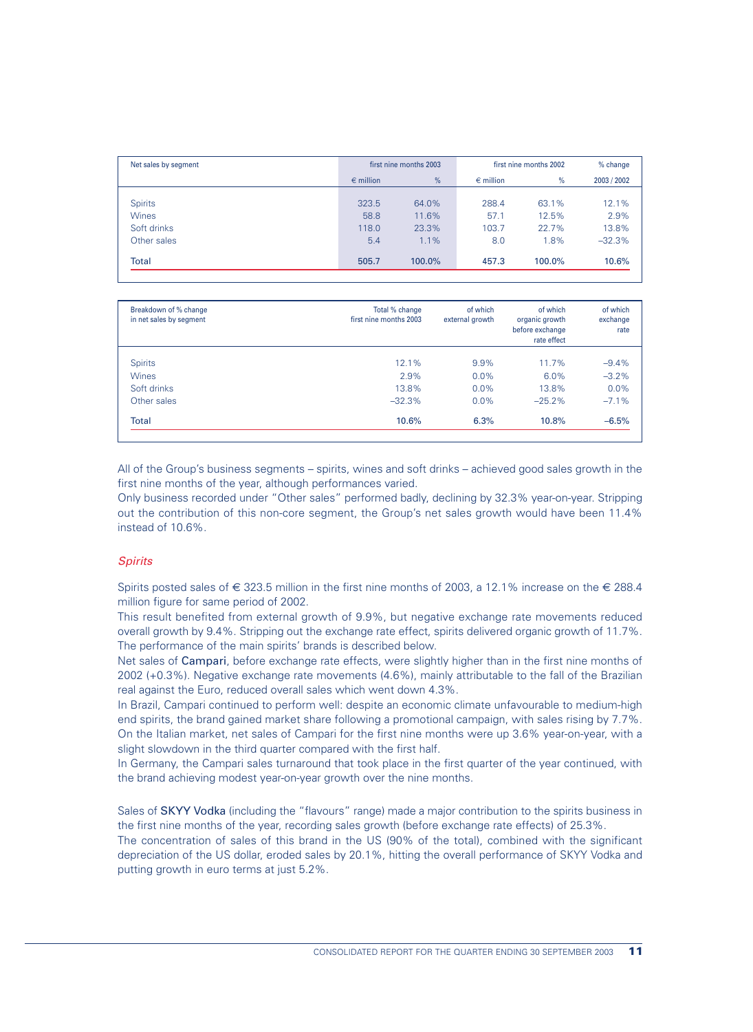| Net sales by segment | first nine months 2003 | | first nine months 2002 | | % change |
|---|---|---|---|---|---|
| | € million | % | € million | % | 2003 / 2002 |
| Spirits | 323.5 | 64.0% | 288.4 | 63.1% | 12.1% |
| Wines | 58.8 | 11.6% | 57.1 | 12.5% | 2.9% |
| Soft drinks | 118.0 | 23.3% | 103.7 | 22.7% | 13.8% |
| Other sales | 5.4 | 1.1% | 8.0 | 1.8% | –32.3% |
| **Total** | **505.7** | **100.0%** | **457.3** | **100.0%** | **10.6%** |

| Breakdown of % change in net sales by segment | Total % change first nine months 2003 | of which external growth | of which organic growth before exchange rate effect | of which exchange rate |
|---|---|---|---|---|
| Spirits | 12.1% | 9.9% | 11.7% | –9.4% |
| Wines | 2.9% | 0.0% | 6.0% | –3.2% |
| Soft drinks | 13.8% | 0.0% | 13.8% | 0.0% |
| Other sales | –32.3% | 0.0% | –25.2% | –7.1% |
| **Total** | **10.6%** | **6.3%** | **10.8%** | **–6.5%** |

All of the Group's business segments – spirits, wines and soft drinks – achieved good sales growth in the first nine months of the year, although performances varied.
Only business recorded under "Other sales" performed badly, declining by 32.3% year-on-year. Stripping out the contribution of this non-core segment, the Group's net sales growth would have been 11.4% instead of 10.6%.

### *Spirits*

Spirits posted sales of € 323.5 million in the first nine months of 2003, a 12.1% increase on the € 288.4 million figure for same period of 2002.
This result benefited from external growth of 9.9%, but negative exchange rate movements reduced overall growth by 9.4%. Stripping out the exchange rate effect, spirits delivered organic growth of 11.7%.
The performance of the main spirits' brands is described below.
Net sales of **Campari**, before exchange rate effects, were slightly higher than in the first nine months of 2002 (+0.3%). Negative exchange rate movements (4.6%), mainly attributable to the fall of the Brazilian real against the Euro, reduced overall sales which went down 4.3%.
In Brazil, Campari continued to perform well: despite an economic climate unfavourable to medium-high end spirits, the brand gained market share following a promotional campaign, with sales rising by 7.7%.
On the Italian market, net sales of Campari for the first nine months were up 3.6% year-on-year, with a slight slowdown in the third quarter compared with the first half.
In Germany, the Campari sales turnaround that took place in the first quarter of the year continued, with the brand achieving modest year-on-year growth over the nine months.

Sales of **SKYY Vodka** (including the "flavours" range) made a major contribution to the spirits business in the first nine months of the year, recording sales growth (before exchange rate effects) of 25.3%.
The concentration of sales of this brand in the US (90% of the total), combined with the significant depreciation of the US dollar, eroded sales by 20.1%, hitting the overall performance of SKYY Vodka and putting growth in euro terms at just 5.2%.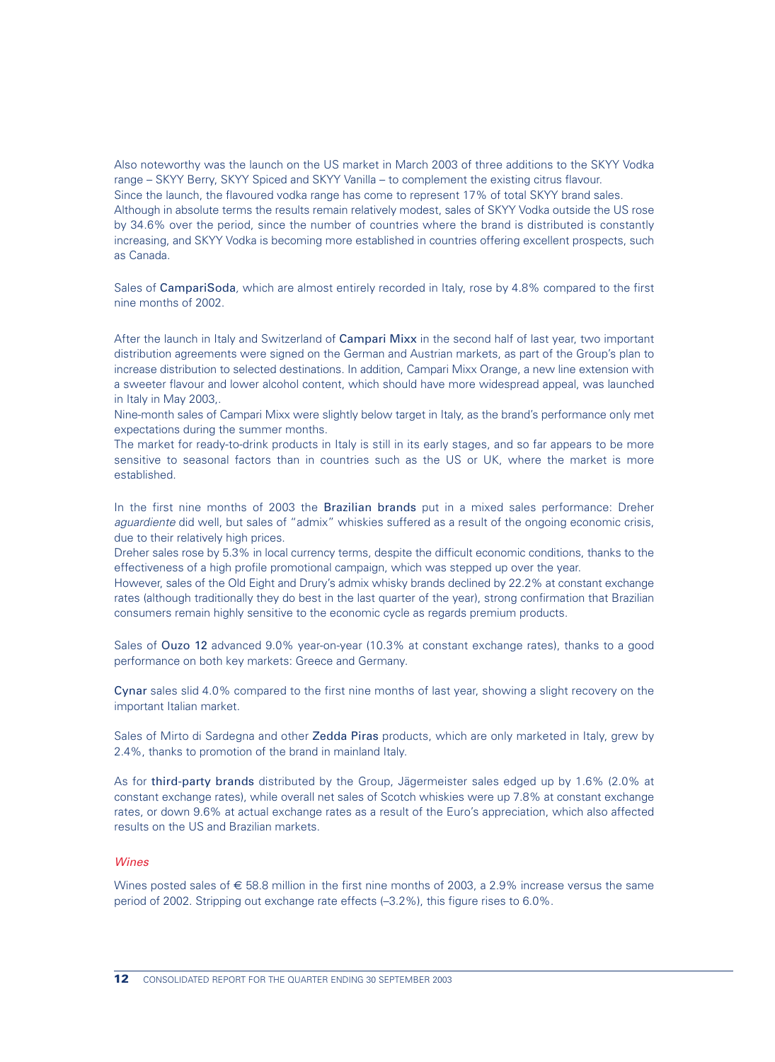Also noteworthy was the launch on the US market in March 2003 of three additions to the SKYY Vodka range – SKYY Berry, SKYY Spiced and SKYY Vanilla – to complement the existing citrus flavour.
Since the launch, the flavoured vodka range has come to represent 17% of total SKYY brand sales.
Although in absolute terms the results remain relatively modest, sales of SKYY Vodka outside the US rose by 34.6% over the period, since the number of countries where the brand is distributed is constantly increasing, and SKYY Vodka is becoming more established in countries offering excellent prospects, such as Canada.

Sales of CampariSoda, which are almost entirely recorded in Italy, rose by 4.8% compared to the first nine months of 2002.

After the launch in Italy and Switzerland of Campari Mixx in the second half of last year, two important distribution agreements were signed on the German and Austrian markets, as part of the Group's plan to increase distribution to selected destinations. In addition, Campari Mixx Orange, a new line extension with a sweeter flavour and lower alcohol content, which should have more widespread appeal, was launched in Italy in May 2003,.
Nine-month sales of Campari Mixx were slightly below target in Italy, as the brand's performance only met expectations during the summer months.
The market for ready-to-drink products in Italy is still in its early stages, and so far appears to be more sensitive to seasonal factors than in countries such as the US or UK, where the market is more established.

In the first nine months of 2003 the Brazilian brands put in a mixed sales performance: Dreher *aguardiente* did well, but sales of "admix" whiskies suffered as a result of the ongoing economic crisis, due to their relatively high prices.
Dreher sales rose by 5.3% in local currency terms, despite the difficult economic conditions, thanks to the effectiveness of a high profile promotional campaign, which was stepped up over the year.
However, sales of the Old Eight and Drury's admix whisky brands declined by 22.2% at constant exchange rates (although traditionally they do best in the last quarter of the year), strong confirmation that Brazilian consumers remain highly sensitive to the economic cycle as regards premium products.

Sales of Ouzo 12 advanced 9.0% year-on-year (10.3% at constant exchange rates), thanks to a good performance on both key markets: Greece and Germany.

Cynar sales slid 4.0% compared to the first nine months of last year, showing a slight recovery on the important Italian market.

Sales of Mirto di Sardegna and other Zedda Piras products, which are only marketed in Italy, grew by 2.4%, thanks to promotion of the brand in mainland Italy.

As for third-party brands distributed by the Group, Jägermeister sales edged up by 1.6% (2.0% at constant exchange rates), while overall net sales of Scotch whiskies were up 7.8% at constant exchange rates, or down 9.6% at actual exchange rates as a result of the Euro's appreciation, which also affected results on the US and Brazilian markets.

*Wines*

Wines posted sales of € 58.8 million in the first nine months of 2003, a 2.9% increase versus the same period of 2002. Stripping out exchange rate effects (–3.2%), this figure rises to 6.0%.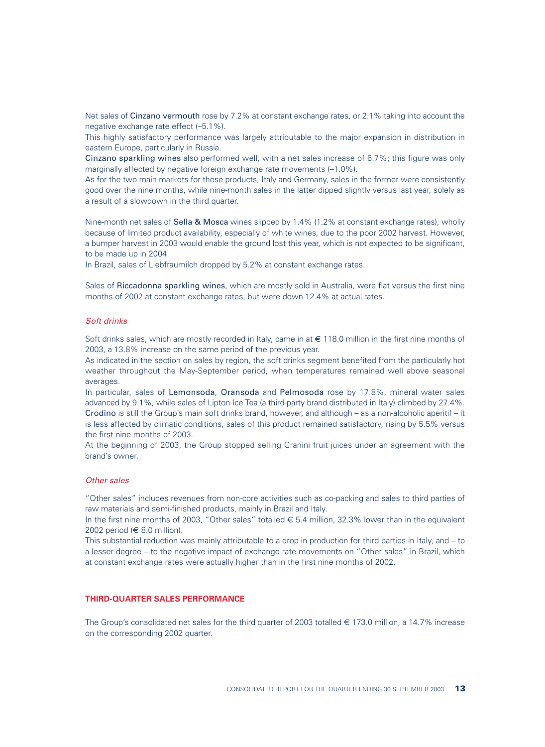Net sales of Cinzano vermouth rose by 7.2% at constant exchange rates, or 2.1% taking into account the negative exchange rate effect (–5.1%).

This highly satisfactory performance was largely attributable to the major expansion in distribution in eastern Europe, particularly in Russia.

Cinzano sparkling wines also performed well, with a net sales increase of 6.7%; this figure was only marginally affected by negative foreign exchange rate movements (–1.0%).

As for the two main markets for these products, Italy and Germany, sales in the former were consistently good over the nine months, while nine-month sales in the latter dipped slightly versus last year, solely as a result of a slowdown in the third quarter.

Nine-month net sales of Sella & Mosca wines slipped by 1.4% (1.2% at constant exchange rates), wholly because of limited product availability, especially of white wines, due to the poor 2002 harvest. However, a bumper harvest in 2003 would enable the ground lost this year, which is not expected to be significant, to be made up in 2004.

In Brazil, sales of Liebfraumilch dropped by 5.2% at constant exchange rates.

Sales of Riccadonna sparkling wines, which are mostly sold in Australia, were flat versus the first nine months of 2002 at constant exchange rates, but were down 12.4% at actual rates.

*Soft drinks*

Soft drinks sales, which are mostly recorded in Italy, came in at € 118.0 million in the first nine months of 2003, a 13.8% increase on the same period of the previous year.

As indicated in the section on sales by region, the soft drinks segment benefited from the particularly hot weather throughout the May-September period, when temperatures remained well above seasonal averages.

In particular, sales of Lemonsoda, Oransoda and Pelmosoda rose by 17.8%, mineral water sales advanced by 9.1%, while sales of Lipton Ice Tea (a third-party brand distributed in Italy) climbed by 27.4%. Crodino is still the Group's main soft drinks brand, however, and although – as a non-alcoholic aperitif – it is less affected by climatic conditions, sales of this product remained satisfactory, rising by 5.5% versus the first nine months of 2003.

At the beginning of 2003, the Group stopped selling Granini fruit juices under an agreement with the brand's owner.

*Other sales*

"Other sales" includes revenues from non-core activities such as co-packing and sales to third parties of raw materials and semi-finished products, mainly in Brazil and Italy.

In the first nine months of 2003, "Other sales" totalled € 5.4 million, 32.3% lower than in the equivalent 2002 period (€ 8.0 million).

This substantial reduction was mainly attributable to a drop in production for third parties in Italy, and – to a lesser degree – to the negative impact of exchange rate movements on "Other sales" in Brazil, which at constant exchange rates were actually higher than in the first nine months of 2002.

## THIRD-QUARTER SALES PERFORMANCE

The Group's consolidated net sales for the third quarter of 2003 totalled € 173.0 million, a 14.7% increase on the corresponding 2002 quarter.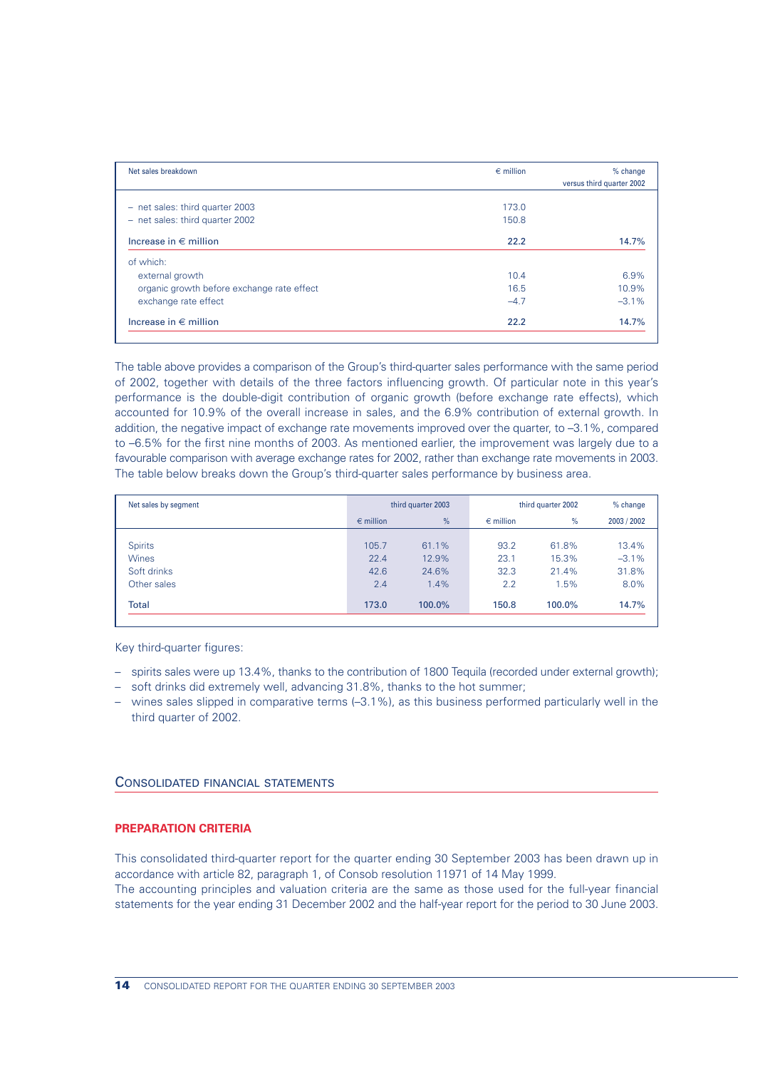| Net sales breakdown | € million | % change versus third quarter 2002 |
|---|---|---|
| – net sales: third quarter 2003 | 173.0 | |
| – net sales: third quarter 2002 | 150.8 | |
| Increase in € million | 22.2 | 14.7% |
| of which: | | |
| external growth | 10.4 | 6.9% |
| organic growth before exchange rate effect | 16.5 | 10.9% |
| exchange rate effect | –4.7 | –3.1% |
| Increase in € million | 22.2 | 14.7% |

The table above provides a comparison of the Group's third-quarter sales performance with the same period of 2002, together with details of the three factors influencing growth. Of particular note in this year's performance is the double-digit contribution of organic growth (before exchange rate effects), which accounted for 10.9% of the overall increase in sales, and the 6.9% contribution of external growth. In addition, the negative impact of exchange rate movements improved over the quarter, to –3.1%, compared to –6.5% for the first nine months of 2003. As mentioned earlier, the improvement was largely due to a favourable comparison with average exchange rates for 2002, rather than exchange rate movements in 2003. The table below breaks down the Group's third-quarter sales performance by business area.

| Net sales by segment | third quarter 2003 | | third quarter 2002 | | % change |
|---|---|---|---|---|---|
| | € million | % | € million | % | 2003 / 2002 |
| Spirits | 105.7 | 61.1% | 93.2 | 61.8% | 13.4% |
| Wines | 22.4 | 12.9% | 23.1 | 15.3% | –3.1% |
| Soft drinks | 42.6 | 24.6% | 32.3 | 21.4% | 31.8% |
| Other sales | 2.4 | 1.4% | 2.2 | 1.5% | 8.0% |
| Total | 173.0 | 100.0% | 150.8 | 100.0% | 14.7% |

Key third-quarter figures:

– spirits sales were up 13.4%, thanks to the contribution of 1800 Tequila (recorded under external growth);
– soft drinks did extremely well, advancing 31.8%, thanks to the hot summer;
– wines sales slipped in comparative terms (–3.1%), as this business performed particularly well in the third quarter of 2002.

## Consolidated financial statements

### PREPARATION CRITERIA

This consolidated third-quarter report for the quarter ending 30 September 2003 has been drawn up in accordance with article 82, paragraph 1, of Consob resolution 11971 of 14 May 1999.
The accounting principles and valuation criteria are the same as those used for the full-year financial statements for the year ending 31 December 2002 and the half-year report for the period to 30 June 2003.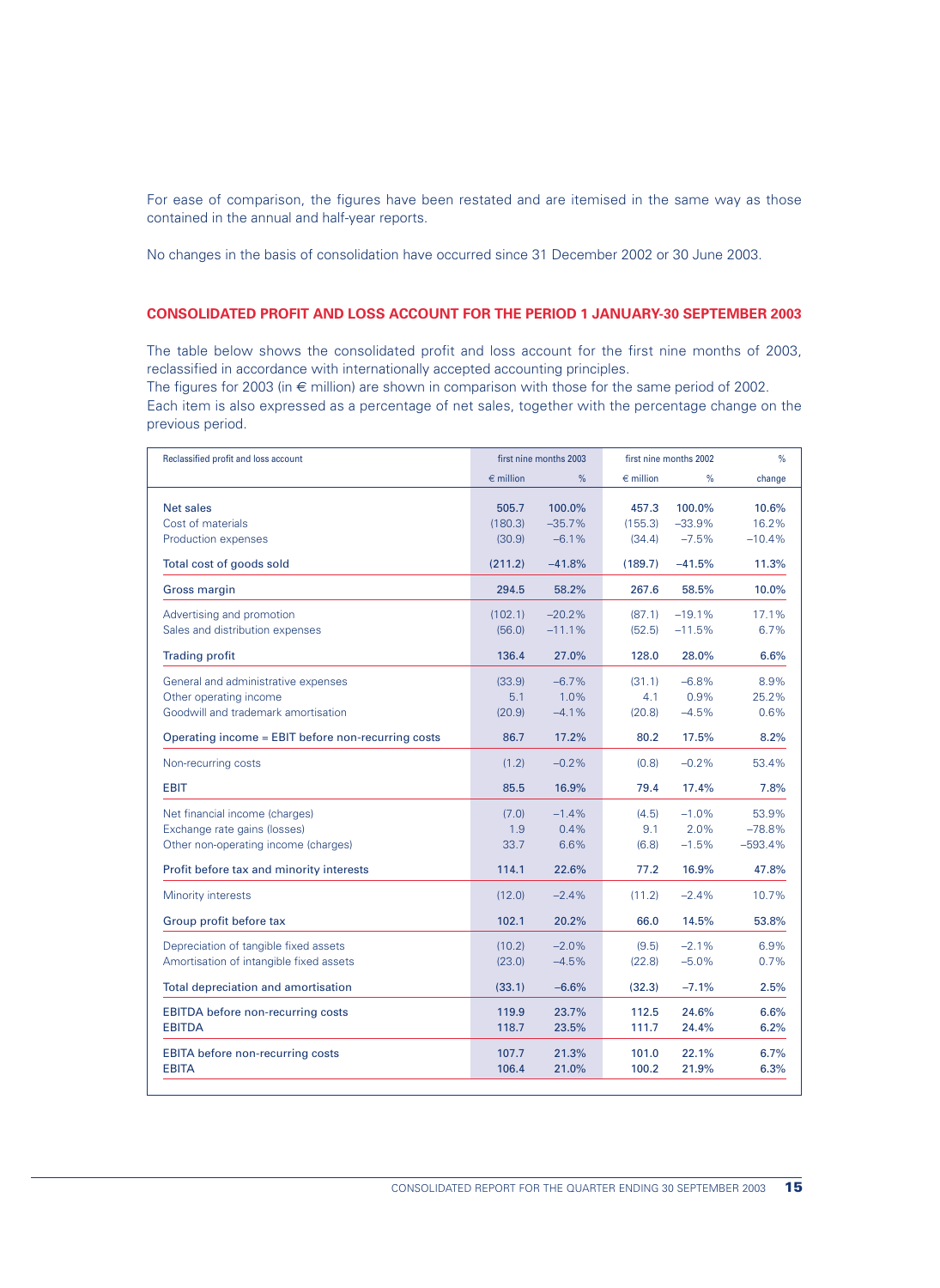For ease of comparison, the figures have been restated and are itemised in the same way as those contained in the annual and half-year reports.

No changes in the basis of consolidation have occurred since 31 December 2002 or 30 June 2003.

## CONSOLIDATED PROFIT AND LOSS ACCOUNT FOR THE PERIOD 1 JANUARY-30 SEPTEMBER 2003

The table below shows the consolidated profit and loss account for the first nine months of 2003, reclassified in accordance with internationally accepted accounting principles.
The figures for 2003 (in € million) are shown in comparison with those for the same period of 2002.
Each item is also expressed as a percentage of net sales, together with the percentage change on the previous period.

| Reclassified profit and loss account | first nine months 2003 | | first nine months 2002 | | % |
|---|---|---|---|---|---|
| | € million | % | € million | % | change |
| Net sales | 505.7 | 100.0% | 457.3 | 100.0% | 10.6% |
| Cost of materials | (180.3) | –35.7% | (155.3) | –33.9% | 16.2% |
| Production expenses | (30.9) | –6.1% | (34.4) | –7.5% | –10.4% |
| Total cost of goods sold | (211.2) | –41.8% | (189.7) | –41.5% | 11.3% |
| Gross margin | 294.5 | 58.2% | 267.6 | 58.5% | 10.0% |
| Advertising and promotion | (102.1) | –20.2% | (87.1) | –19.1% | 17.1% |
| Sales and distribution expenses | (56.0) | –11.1% | (52.5) | –11.5% | 6.7% |
| Trading profit | 136.4 | 27.0% | 128.0 | 28.0% | 6.6% |
| General and administrative expenses | (33.9) | –6.7% | (31.1) | –6.8% | 8.9% |
| Other operating income | 5.1 | 1.0% | 4.1 | 0.9% | 25.2% |
| Goodwill and trademark amortisation | (20.9) | –4.1% | (20.8) | –4.5% | 0.6% |
| Operating income = EBIT before non-recurring costs | 86.7 | 17.2% | 80.2 | 17.5% | 8.2% |
| Non-recurring costs | (1.2) | –0.2% | (0.8) | –0.2% | 53.4% |
| EBIT | 85.5 | 16.9% | 79.4 | 17.4% | 7.8% |
| Net financial income (charges) | (7.0) | –1.4% | (4.5) | –1.0% | 53.9% |
| Exchange rate gains (losses) | 1.9 | 0.4% | 9.1 | 2.0% | –78.8% |
| Other non-operating income (charges) | 33.7 | 6.6% | (6.8) | –1.5% | –593.4% |
| Profit before tax and minority interests | 114.1 | 22.6% | 77.2 | 16.9% | 47.8% |
| Minority interests | (12.0) | –2.4% | (11.2) | –2.4% | 10.7% |
| Group profit before tax | 102.1 | 20.2% | 66.0 | 14.5% | 53.8% |
| Depreciation of tangible fixed assets | (10.2) | –2.0% | (9.5) | –2.1% | 6.9% |
| Amortisation of intangible fixed assets | (23.0) | –4.5% | (22.8) | –5.0% | 0.7% |
| Total depreciation and amortisation | (33.1) | –6.6% | (32.3) | –7.1% | 2.5% |
| EBITDA before non-recurring costs | 119.9 | 23.7% | 112.5 | 24.6% | 6.6% |
| EBITDA | 118.7 | 23.5% | 111.7 | 24.4% | 6.2% |
| EBITA before non-recurring costs | 107.7 | 21.3% | 101.0 | 22.1% | 6.7% |
| EBITA | 106.4 | 21.0% | 100.2 | 21.9% | 6.3% |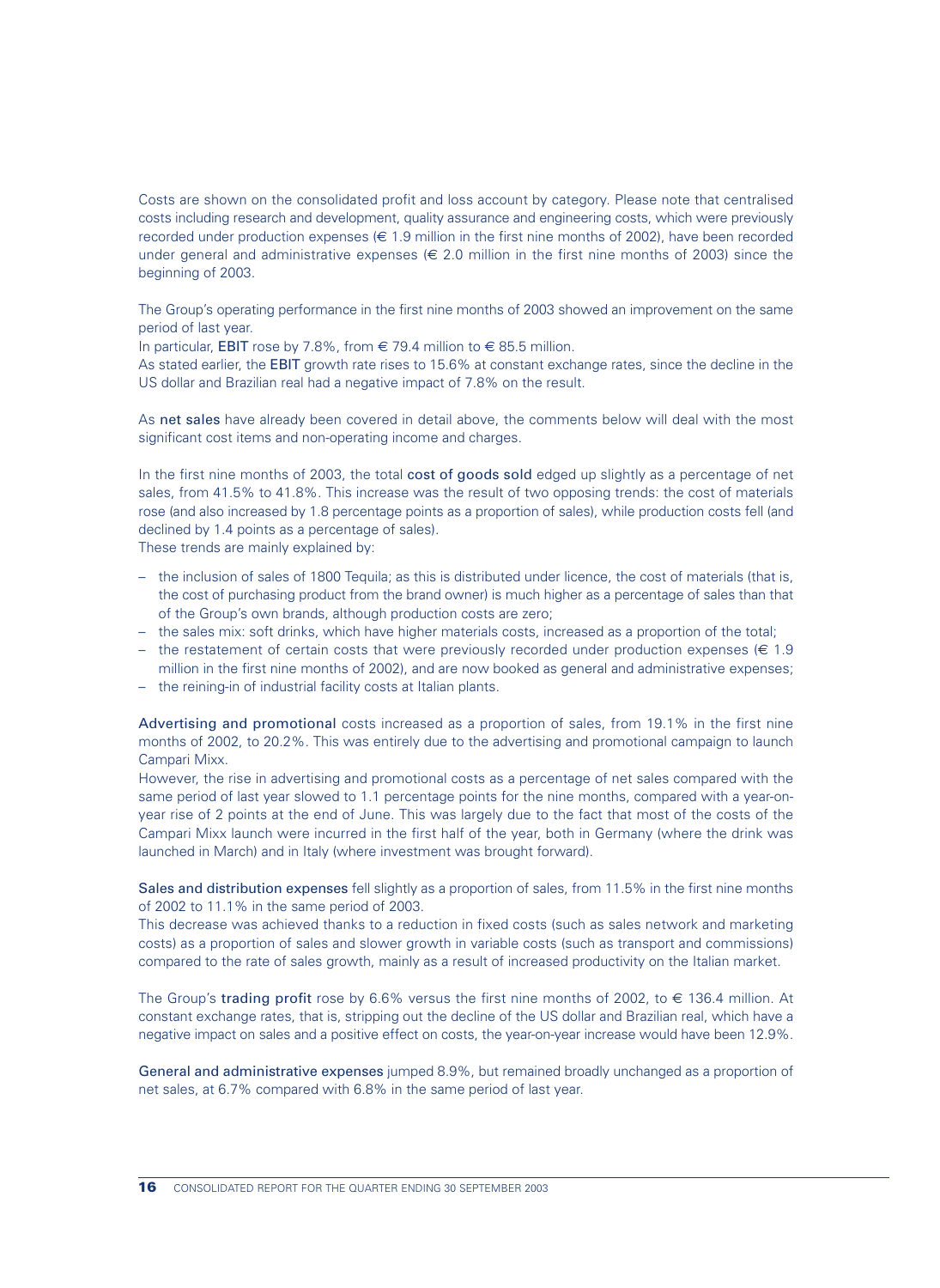Costs are shown on the consolidated profit and loss account by category. Please note that centralised costs including research and development, quality assurance and engineering costs, which were previously recorded under production expenses (€ 1.9 million in the first nine months of 2002), have been recorded under general and administrative expenses (€ 2.0 million in the first nine months of 2003) since the beginning of 2003.

The Group's operating performance in the first nine months of 2003 showed an improvement on the same period of last year.

In particular, **EBIT** rose by 7.8%, from € 79.4 million to € 85.5 million.

As stated earlier, the **EBIT** growth rate rises to 15.6% at constant exchange rates, since the decline in the US dollar and Brazilian real had a negative impact of 7.8% on the result.

As **net sales** have already been covered in detail above, the comments below will deal with the most significant cost items and non-operating income and charges.

In the first nine months of 2003, the total **cost of goods sold** edged up slightly as a percentage of net sales, from 41.5% to 41.8%. This increase was the result of two opposing trends: the cost of materials rose (and also increased by 1.8 percentage points as a proportion of sales), while production costs fell (and declined by 1.4 points as a percentage of sales).

These trends are mainly explained by:

- the inclusion of sales of 1800 Tequila; as this is distributed under licence, the cost of materials (that is, the cost of purchasing product from the brand owner) is much higher as a percentage of sales than that of the Group's own brands, although production costs are zero;
- the sales mix: soft drinks, which have higher materials costs, increased as a proportion of the total;
- the restatement of certain costs that were previously recorded under production expenses (€ 1.9 million in the first nine months of 2002), and are now booked as general and administrative expenses;
- the reining-in of industrial facility costs at Italian plants.

**Advertising and promotional** costs increased as a proportion of sales, from 19.1% in the first nine months of 2002, to 20.2%. This was entirely due to the advertising and promotional campaign to launch Campari Mixx.

However, the rise in advertising and promotional costs as a percentage of net sales compared with the same period of last year slowed to 1.1 percentage points for the nine months, compared with a year-on-year rise of 2 points at the end of June. This was largely due to the fact that most of the costs of the Campari Mixx launch were incurred in the first half of the year, both in Germany (where the drink was launched in March) and in Italy (where investment was brought forward).

**Sales and distribution expenses** fell slightly as a proportion of sales, from 11.5% in the first nine months of 2002 to 11.1% in the same period of 2003.

This decrease was achieved thanks to a reduction in fixed costs (such as sales network and marketing costs) as a proportion of sales and slower growth in variable costs (such as transport and commissions) compared to the rate of sales growth, mainly as a result of increased productivity on the Italian market.

The Group's **trading profit** rose by 6.6% versus the first nine months of 2002, to € 136.4 million. At constant exchange rates, that is, stripping out the decline of the US dollar and Brazilian real, which have a negative impact on sales and a positive effect on costs, the year-on-year increase would have been 12.9%.

**General and administrative expenses** jumped 8.9%, but remained broadly unchanged as a proportion of net sales, at 6.7% compared with 6.8% in the same period of last year.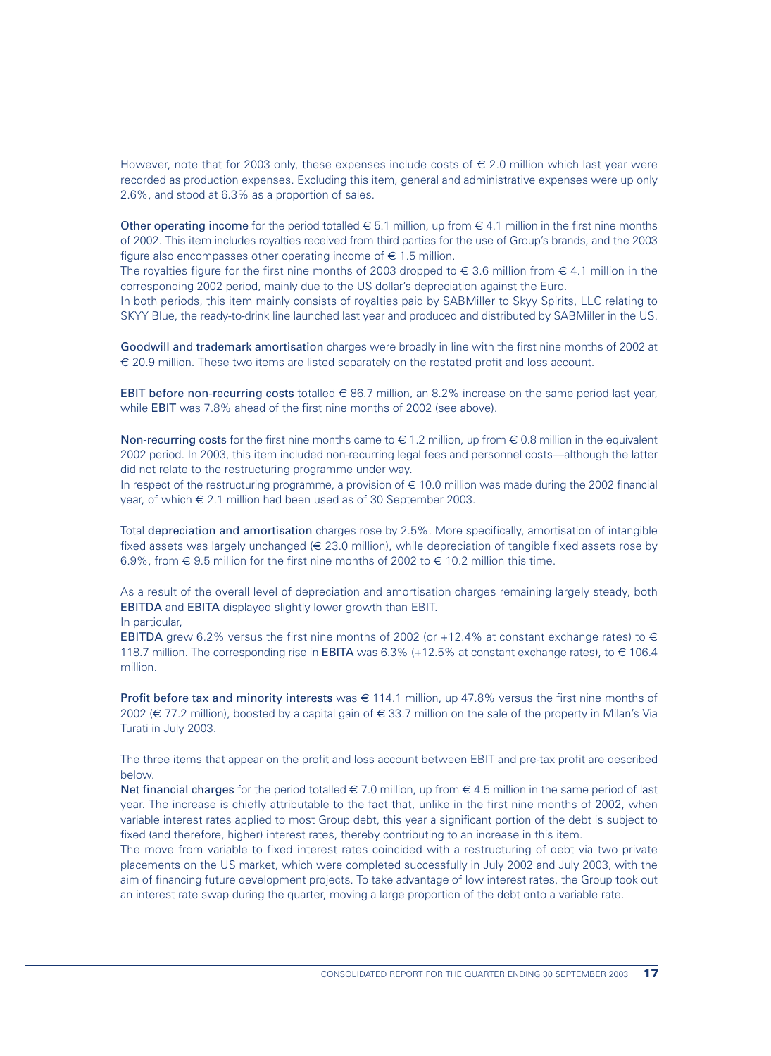However, note that for 2003 only, these expenses include costs of € 2.0 million which last year were recorded as production expenses. Excluding this item, general and administrative expenses were up only 2.6%, and stood at 6.3% as a proportion of sales.

**Other operating income** for the period totalled € 5.1 million, up from € 4.1 million in the first nine months of 2002. This item includes royalties received from third parties for the use of Group's brands, and the 2003 figure also encompasses other operating income of € 1.5 million.
The royalties figure for the first nine months of 2003 dropped to € 3.6 million from € 4.1 million in the corresponding 2002 period, mainly due to the US dollar's depreciation against the Euro.
In both periods, this item mainly consists of royalties paid by SABMiller to Skyy Spirits, LLC relating to SKYY Blue, the ready-to-drink line launched last year and produced and distributed by SABMiller in the US.

**Goodwill and trademark amortisation** charges were broadly in line with the first nine months of 2002 at € 20.9 million. These two items are listed separately on the restated profit and loss account.

**EBIT before non-recurring costs** totalled € 86.7 million, an 8.2% increase on the same period last year, while **EBIT** was 7.8% ahead of the first nine months of 2002 (see above).

**Non-recurring costs** for the first nine months came to € 1.2 million, up from € 0.8 million in the equivalent 2002 period. In 2003, this item included non-recurring legal fees and personnel costs—although the latter did not relate to the restructuring programme under way.
In respect of the restructuring programme, a provision of € 10.0 million was made during the 2002 financial year, of which € 2.1 million had been used as of 30 September 2003.

Total **depreciation and amortisation** charges rose by 2.5%. More specifically, amortisation of intangible fixed assets was largely unchanged (€ 23.0 million), while depreciation of tangible fixed assets rose by 6.9%, from € 9.5 million for the first nine months of 2002 to € 10.2 million this time.

As a result of the overall level of depreciation and amortisation charges remaining largely steady, both **EBITDA** and **EBITA** displayed slightly lower growth than EBIT.
In particular,
**EBITDA** grew 6.2% versus the first nine months of 2002 (or +12.4% at constant exchange rates) to € 118.7 million. The corresponding rise in **EBITA** was 6.3% (+12.5% at constant exchange rates), to € 106.4 million.

**Profit before tax and minority interests** was € 114.1 million, up 47.8% versus the first nine months of 2002 (€ 77.2 million), boosted by a capital gain of € 33.7 million on the sale of the property in Milan's Via Turati in July 2003.

The three items that appear on the profit and loss account between EBIT and pre-tax profit are described below.
**Net financial charges** for the period totalled € 7.0 million, up from € 4.5 million in the same period of last year. The increase is chiefly attributable to the fact that, unlike in the first nine months of 2002, when variable interest rates applied to most Group debt, this year a significant portion of the debt is subject to fixed (and therefore, higher) interest rates, thereby contributing to an increase in this item.
The move from variable to fixed interest rates coincided with a restructuring of debt via two private placements on the US market, which were completed successfully in July 2002 and July 2003, with the aim of financing future development projects. To take advantage of low interest rates, the Group took out an interest rate swap during the quarter, moving a large proportion of the debt onto a variable rate.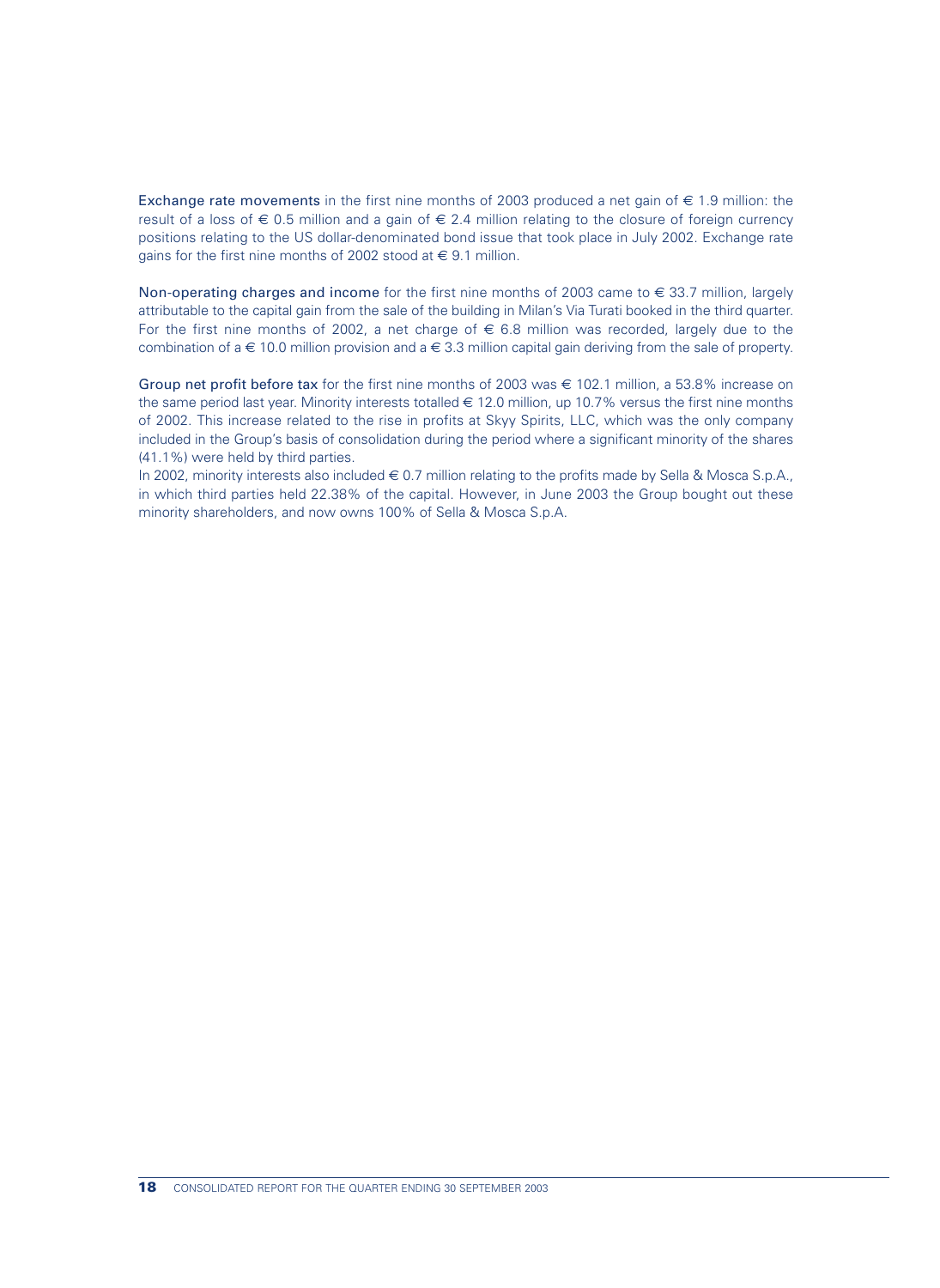**Exchange rate movements** in the first nine months of 2003 produced a net gain of € 1.9 million: the result of a loss of € 0.5 million and a gain of € 2.4 million relating to the closure of foreign currency positions relating to the US dollar-denominated bond issue that took place in July 2002. Exchange rate gains for the first nine months of 2002 stood at € 9.1 million.

**Non-operating charges and income** for the first nine months of 2003 came to € 33.7 million, largely attributable to the capital gain from the sale of the building in Milan's Via Turati booked in the third quarter. For the first nine months of 2002, a net charge of € 6.8 million was recorded, largely due to the combination of a € 10.0 million provision and a € 3.3 million capital gain deriving from the sale of property.

**Group net profit before tax** for the first nine months of 2003 was € 102.1 million, a 53.8% increase on the same period last year. Minority interests totalled € 12.0 million, up 10.7% versus the first nine months of 2002. This increase related to the rise in profits at Skyy Spirits, LLC, which was the only company included in the Group's basis of consolidation during the period where a significant minority of the shares (41.1%) were held by third parties.

In 2002, minority interests also included € 0.7 million relating to the profits made by Sella & Mosca S.p.A., in which third parties held 22.38% of the capital. However, in June 2003 the Group bought out these minority shareholders, and now owns 100% of Sella & Mosca S.p.A.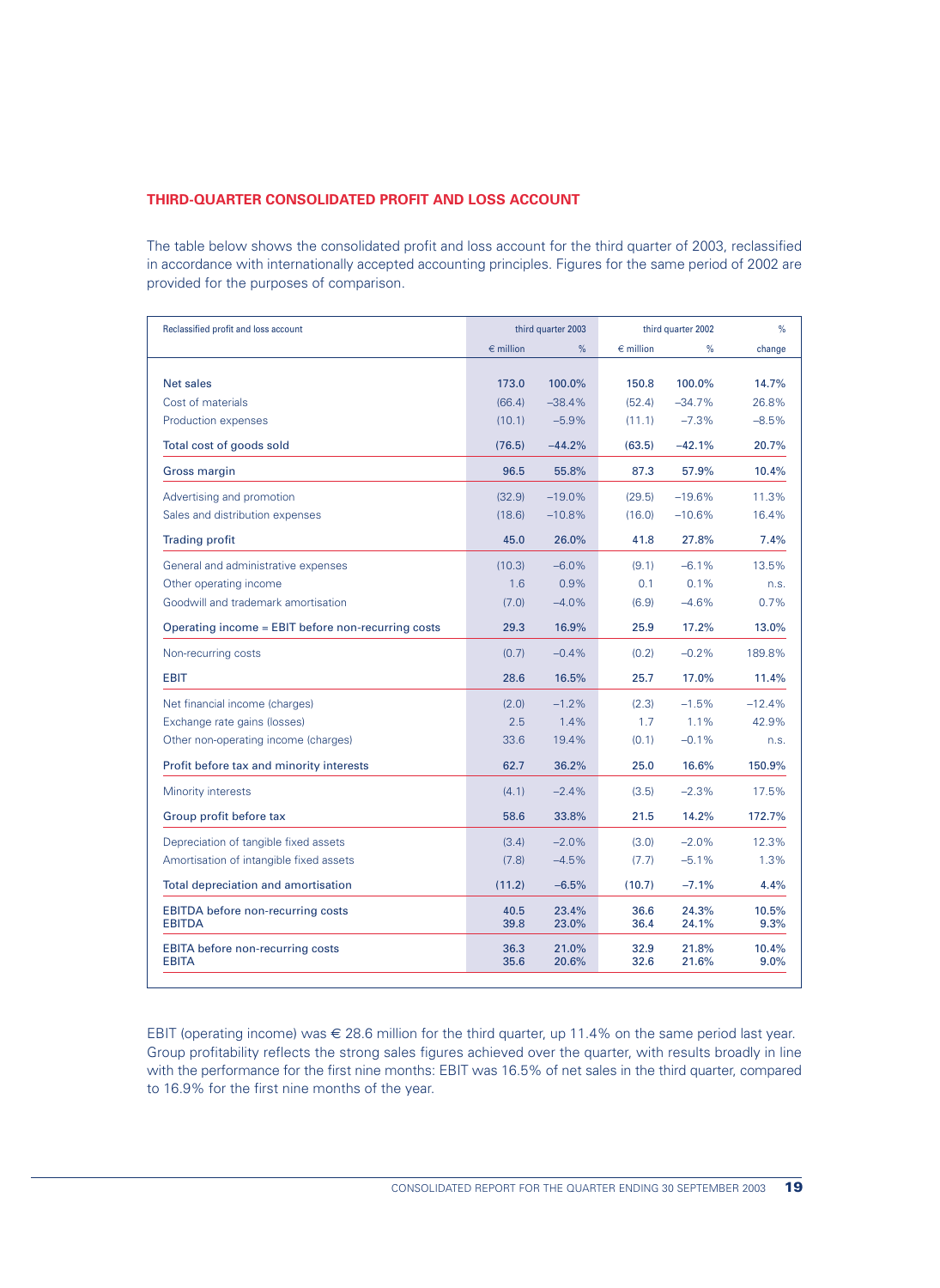## THIRD-QUARTER CONSOLIDATED PROFIT AND LOSS ACCOUNT

The table below shows the consolidated profit and loss account for the third quarter of 2003, reclassified in accordance with internationally accepted accounting principles. Figures for the same period of 2002 are provided for the purposes of comparison.

| Reclassified profit and loss account | third quarter 2003 | | third quarter 2002 | | % |
|---|---|---|---|---|---|
| | € million | % | € million | % | change |
| Net sales | 173.0 | 100.0% | 150.8 | 100.0% | 14.7% |
| Cost of materials | (66.4) | –38.4% | (52.4) | –34.7% | 26.8% |
| Production expenses | (10.1) | –5.9% | (11.1) | –7.3% | –8.5% |
| Total cost of goods sold | (76.5) | –44.2% | (63.5) | –42.1% | 20.7% |
| Gross margin | 96.5 | 55.8% | 87.3 | 57.9% | 10.4% |
| Advertising and promotion | (32.9) | –19.0% | (29.5) | –19.6% | 11.3% |
| Sales and distribution expenses | (18.6) | –10.8% | (16.0) | –10.6% | 16.4% |
| Trading profit | 45.0 | 26.0% | 41.8 | 27.8% | 7.4% |
| General and administrative expenses | (10.3) | –6.0% | (9.1) | –6.1% | 13.5% |
| Other operating income | 1.6 | 0.9% | 0.1 | 0.1% | n.s. |
| Goodwill and trademark amortisation | (7.0) | –4.0% | (6.9) | –4.6% | 0.7% |
| Operating income = EBIT before non-recurring costs | 29.3 | 16.9% | 25.9 | 17.2% | 13.0% |
| Non-recurring costs | (0.7) | –0.4% | (0.2) | –0.2% | 189.8% |
| EBIT | 28.6 | 16.5% | 25.7 | 17.0% | 11.4% |
| Net financial income (charges) | (2.0) | –1.2% | (2.3) | –1.5% | –12.4% |
| Exchange rate gains (losses) | 2.5 | 1.4% | 1.7 | 1.1% | 42.9% |
| Other non-operating income (charges) | 33.6 | 19.4% | (0.1) | –0.1% | n.s. |
| Profit before tax and minority interests | 62.7 | 36.2% | 25.0 | 16.6% | 150.9% |
| Minority interests | (4.1) | –2.4% | (3.5) | –2.3% | 17.5% |
| Group profit before tax | 58.6 | 33.8% | 21.5 | 14.2% | 172.7% |
| Depreciation of tangible fixed assets | (3.4) | –2.0% | (3.0) | –2.0% | 12.3% |
| Amortisation of intangible fixed assets | (7.8) | –4.5% | (7.7) | –5.1% | 1.3% |
| Total depreciation and amortisation | (11.2) | –6.5% | (10.7) | –7.1% | 4.4% |
| EBITDA before non-recurring costs | 40.5 | 23.4% | 36.6 | 24.3% | 10.5% |
| EBITDA | 39.8 | 23.0% | 36.4 | 24.1% | 9.3% |
| EBITA before non-recurring costs | 36.3 | 21.0% | 32.9 | 21.8% | 10.4% |
| EBITA | 35.6 | 20.6% | 32.6 | 21.6% | 9.0% |

EBIT (operating income) was € 28.6 million for the third quarter, up 11.4% on the same period last year. Group profitability reflects the strong sales figures achieved over the quarter, with results broadly in line with the performance for the first nine months: EBIT was 16.5% of net sales in the third quarter, compared to 16.9% for the first nine months of the year.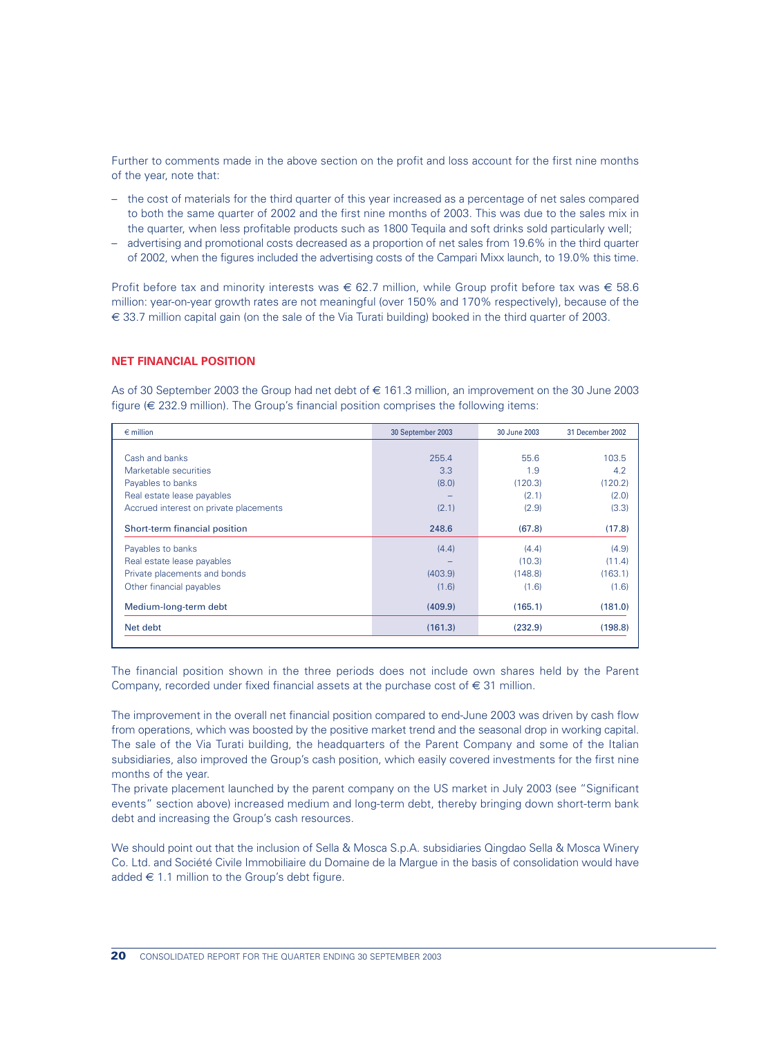Further to comments made in the above section on the profit and loss account for the first nine months of the year, note that:

- the cost of materials for the third quarter of this year increased as a percentage of net sales compared to both the same quarter of 2002 and the first nine months of 2003. This was due to the sales mix in the quarter, when less profitable products such as 1800 Tequila and soft drinks sold particularly well;
- advertising and promotional costs decreased as a proportion of net sales from 19.6% in the third quarter of 2002, when the figures included the advertising costs of the Campari Mixx launch, to 19.0% this time.

Profit before tax and minority interests was € 62.7 million, while Group profit before tax was € 58.6 million: year-on-year growth rates are not meaningful (over 150% and 170% respectively), because of the € 33.7 million capital gain (on the sale of the Via Turati building) booked in the third quarter of 2003.

## NET FINANCIAL POSITION

As of 30 September 2003 the Group had net debt of € 161.3 million, an improvement on the 30 June 2003 figure (€ 232.9 million). The Group's financial position comprises the following items:

| € million | 30 September 2003 | 30 June 2003 | 31 December 2002 |
|---|---|---|---|
| Cash and banks | 255.4 | 55.6 | 103.5 |
| Marketable securities | 3.3 | 1.9 | 4.2 |
| Payables to banks | (8.0) | (120.3) | (120.2) |
| Real estate lease payables | – | (2.1) | (2.0) |
| Accrued interest on private placements | (2.1) | (2.9) | (3.3) |
| Short-term financial position | 248.6 | (67.8) | (17.8) |
| Payables to banks | (4.4) | (4.4) | (4.9) |
| Real estate lease payables | – | (10.3) | (11.4) |
| Private placements and bonds | (403.9) | (148.8) | (163.1) |
| Other financial payables | (1.6) | (1.6) | (1.6) |
| Medium-long-term debt | (409.9) | (165.1) | (181.0) |
| Net debt | (161.3) | (232.9) | (198.8) |

The financial position shown in the three periods does not include own shares held by the Parent Company, recorded under fixed financial assets at the purchase cost of € 31 million.

The improvement in the overall net financial position compared to end-June 2003 was driven by cash flow from operations, which was boosted by the positive market trend and the seasonal drop in working capital. The sale of the Via Turati building, the headquarters of the Parent Company and some of the Italian subsidiaries, also improved the Group's cash position, which easily covered investments for the first nine months of the year.

The private placement launched by the parent company on the US market in July 2003 (see "Significant events" section above) increased medium and long-term debt, thereby bringing down short-term bank debt and increasing the Group's cash resources.

We should point out that the inclusion of Sella & Mosca S.p.A. subsidiaries Qingdao Sella & Mosca Winery Co. Ltd. and Société Civile Immobiliaire du Domaine de la Margue in the basis of consolidation would have added € 1.1 million to the Group's debt figure.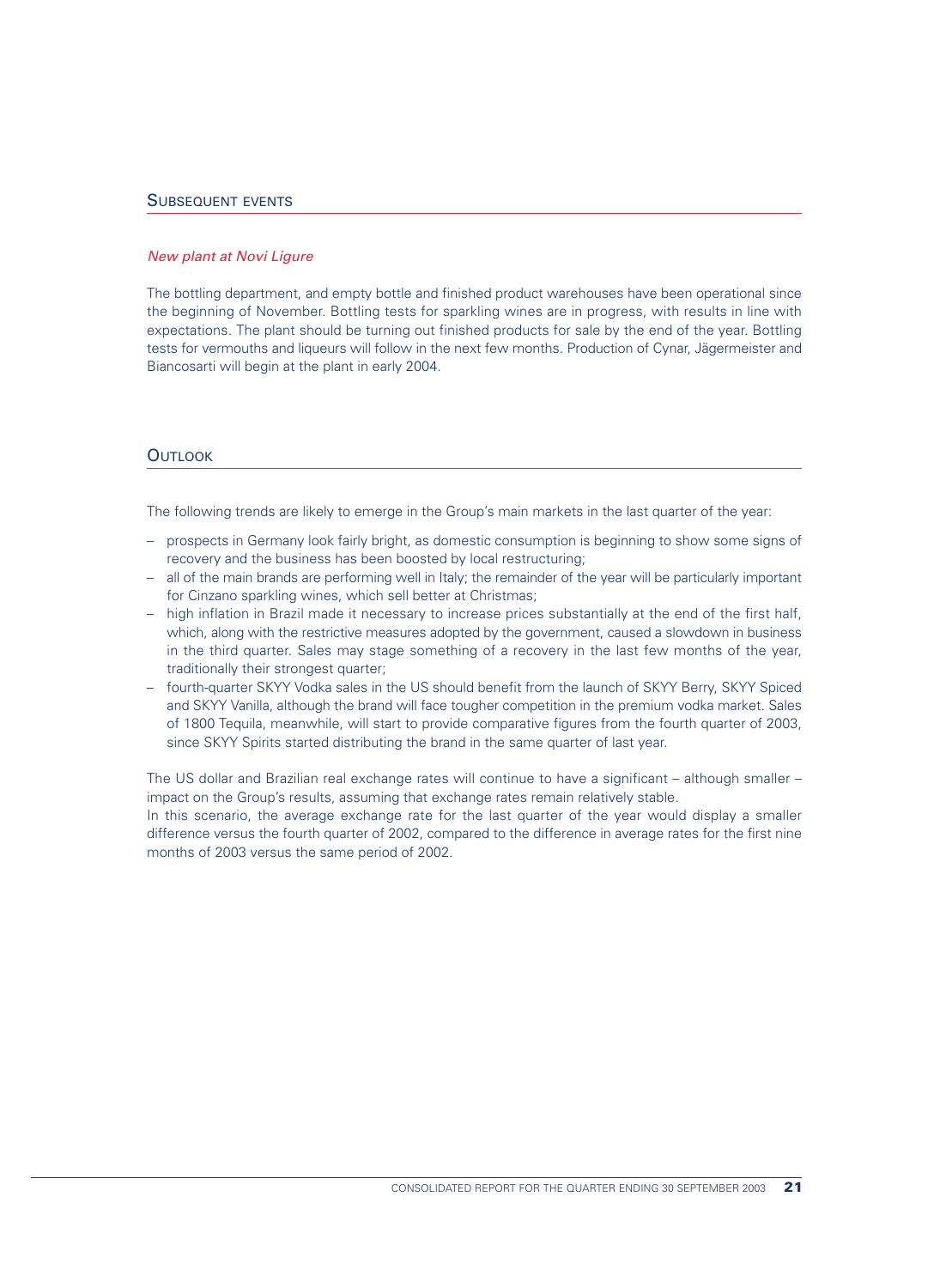## Subsequent events

*New plant at Novi Ligure*

The bottling department, and empty bottle and finished product warehouses have been operational since the beginning of November. Bottling tests for sparkling wines are in progress, with results in line with expectations. The plant should be turning out finished products for sale by the end of the year. Bottling tests for vermouths and liqueurs will follow in the next few months. Production of Cynar, Jägermeister and Biancosarti will begin at the plant in early 2004.

## Outlook

The following trends are likely to emerge in the Group's main markets in the last quarter of the year:

- prospects in Germany look fairly bright, as domestic consumption is beginning to show some signs of recovery and the business has been boosted by local restructuring;
- all of the main brands are performing well in Italy; the remainder of the year will be particularly important for Cinzano sparkling wines, which sell better at Christmas;
- high inflation in Brazil made it necessary to increase prices substantially at the end of the first half, which, along with the restrictive measures adopted by the government, caused a slowdown in business in the third quarter. Sales may stage something of a recovery in the last few months of the year, traditionally their strongest quarter;
- fourth-quarter SKYY Vodka sales in the US should benefit from the launch of SKYY Berry, SKYY Spiced and SKYY Vanilla, although the brand will face tougher competition in the premium vodka market. Sales of 1800 Tequila, meanwhile, will start to provide comparative figures from the fourth quarter of 2003, since SKYY Spirits started distributing the brand in the same quarter of last year.

The US dollar and Brazilian real exchange rates will continue to have a significant – although smaller – impact on the Group's results, assuming that exchange rates remain relatively stable.
In this scenario, the average exchange rate for the last quarter of the year would display a smaller difference versus the fourth quarter of 2002, compared to the difference in average rates for the first nine months of 2003 versus the same period of 2002.